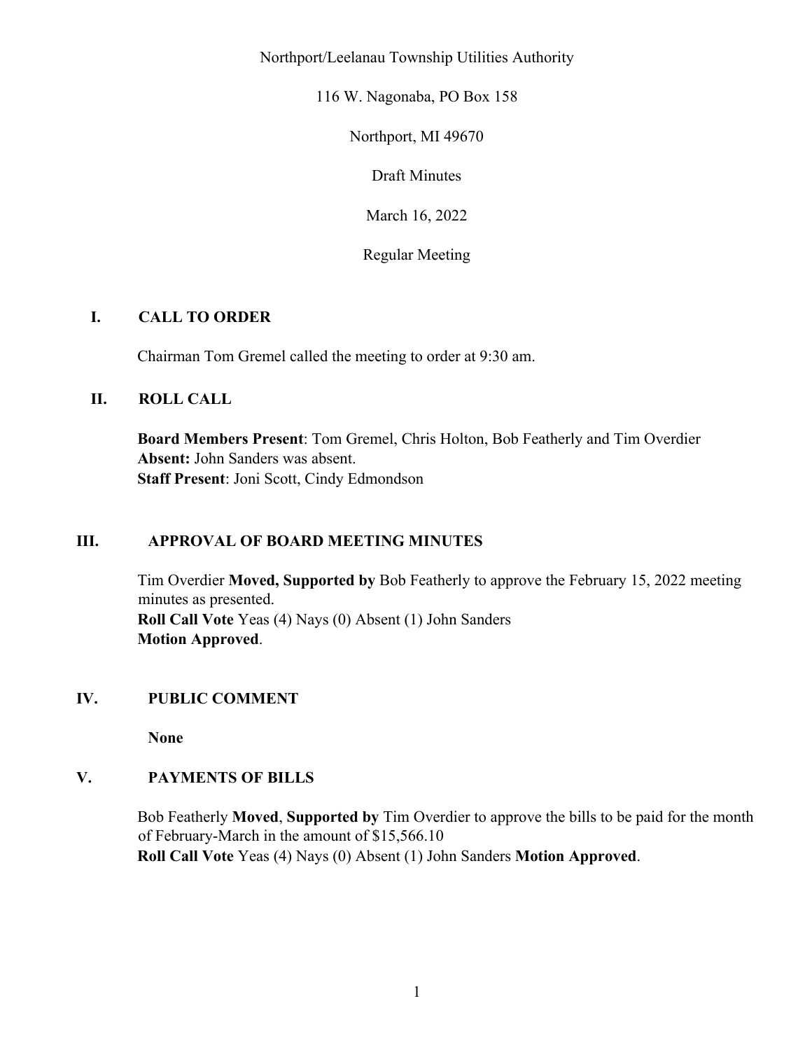Northport/Leelanau Township Utilities Authority

116 W. Nagonaba, PO Box 158

Northport, MI 49670

Draft Minutes

March 16, 2022

Regular Meeting

## I. CALL TO ORDER

Chairman Tom Gremel called the meeting to order at 9:30 am.

## II. ROLL CALL

**Board Members Present**: Tom Gremel, Chris Holton, Bob Featherly and Tim Overdier
**Absent:** John Sanders was absent.
**Staff Present**: Joni Scott, Cindy Edmondson

## III. APPROVAL OF BOARD MEETING MINUTES

Tim Overdier **Moved, Supported by** Bob Featherly to approve the February 15, 2022 meeting minutes as presented.
**Roll Call Vote** Yeas (4) Nays (0) Absent (1) John Sanders
**Motion Approved**.

## IV. PUBLIC COMMENT

**None**

## V. PAYMENTS OF BILLS

Bob Featherly **Moved**, **Supported by** Tim Overdier to approve the bills to be paid for the month of February-March in the amount of $15,566.10
**Roll Call Vote** Yeas (4) Nays (0) Absent (1) John Sanders **Motion Approved**.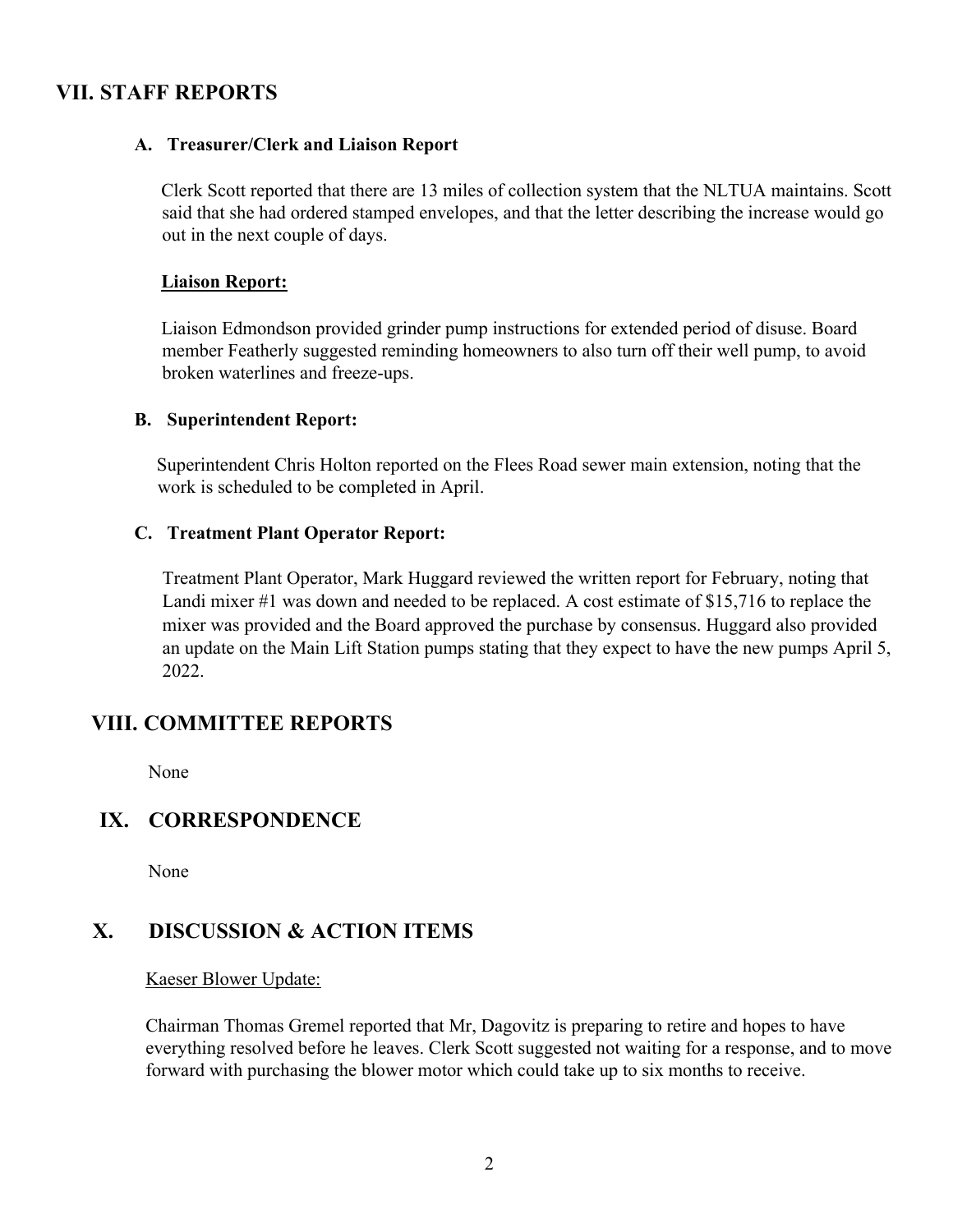## VII. STAFF REPORTS

### A. Treasurer/Clerk and Liaison Report

Clerk Scott reported that there are 13 miles of collection system that the NLTUA maintains. Scott said that she had ordered stamped envelopes, and that the letter describing the increase would go out in the next couple of days.

**Liaison Report:**

Liaison Edmondson provided grinder pump instructions for extended period of disuse. Board member Featherly suggested reminding homeowners to also turn off their well pump, to avoid broken waterlines and freeze-ups.

### B. Superintendent Report:

Superintendent Chris Holton reported on the Flees Road sewer main extension, noting that the work is scheduled to be completed in April.

### C. Treatment Plant Operator Report:

Treatment Plant Operator, Mark Huggard reviewed the written report for February, noting that Landi mixer #1 was down and needed to be replaced. A cost estimate of $15,716 to replace the mixer was provided and the Board approved the purchase by consensus. Huggard also provided an update on the Main Lift Station pumps stating that they expect to have the new pumps April 5, 2022.

## VIII. COMMITTEE REPORTS

None

## IX. CORRESPONDENCE

None

## X. DISCUSSION & ACTION ITEMS

Kaeser Blower Update:

Chairman Thomas Gremel reported that Mr, Dagovitz is preparing to retire and hopes to have everything resolved before he leaves. Clerk Scott suggested not waiting for a response, and to move forward with purchasing the blower motor which could take up to six months to receive.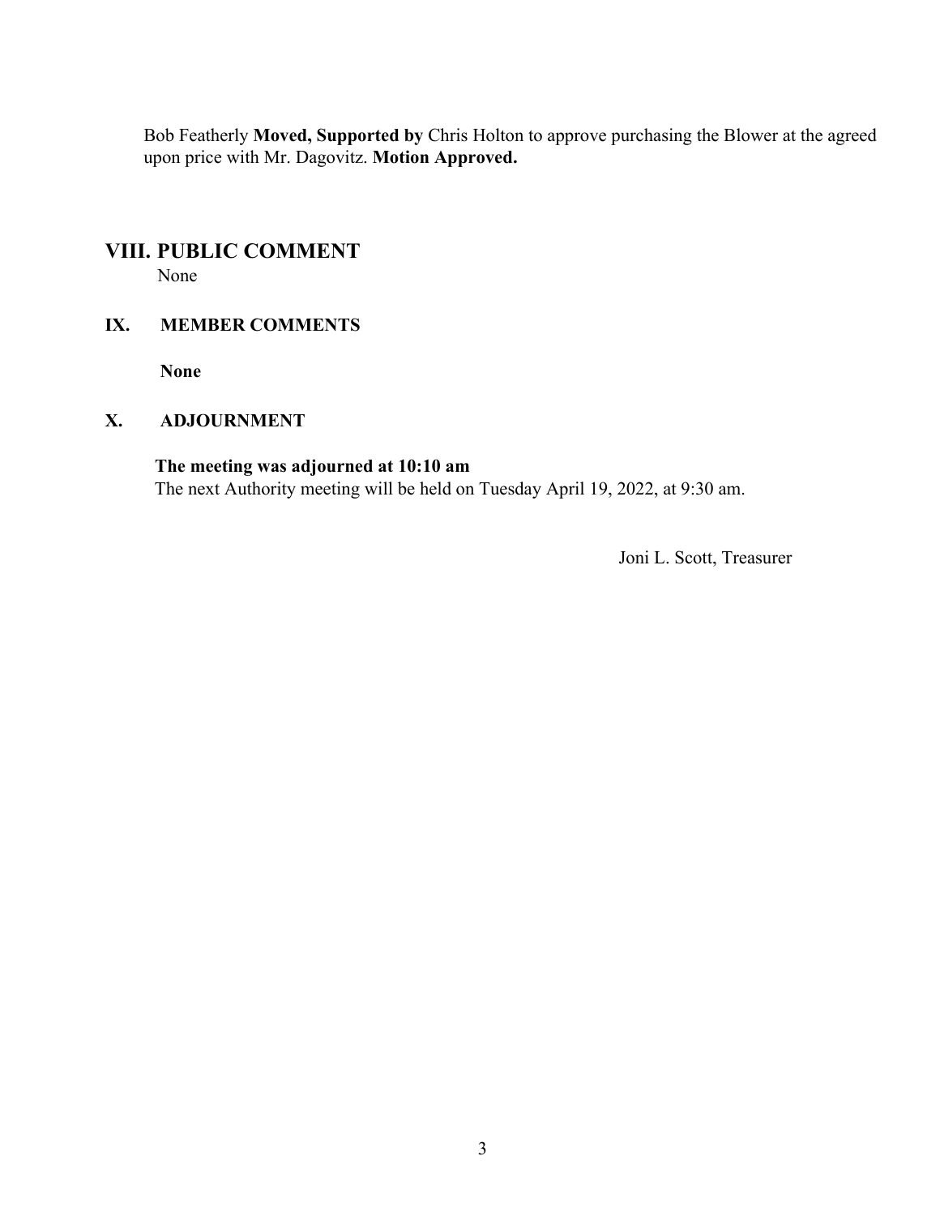Bob Featherly **Moved, Supported by** Chris Holton to approve purchasing the Blower at the agreed upon price with Mr. Dagovitz. **Motion Approved.**

## VIII. PUBLIC COMMENT

None

### IX. MEMBER COMMENTS

**None**

### X. ADJOURNMENT

**The meeting was adjourned at 10:10 am**

The next Authority meeting will be held on Tuesday April 19, 2022, at 9:30 am.

Joni L. Scott, Treasurer